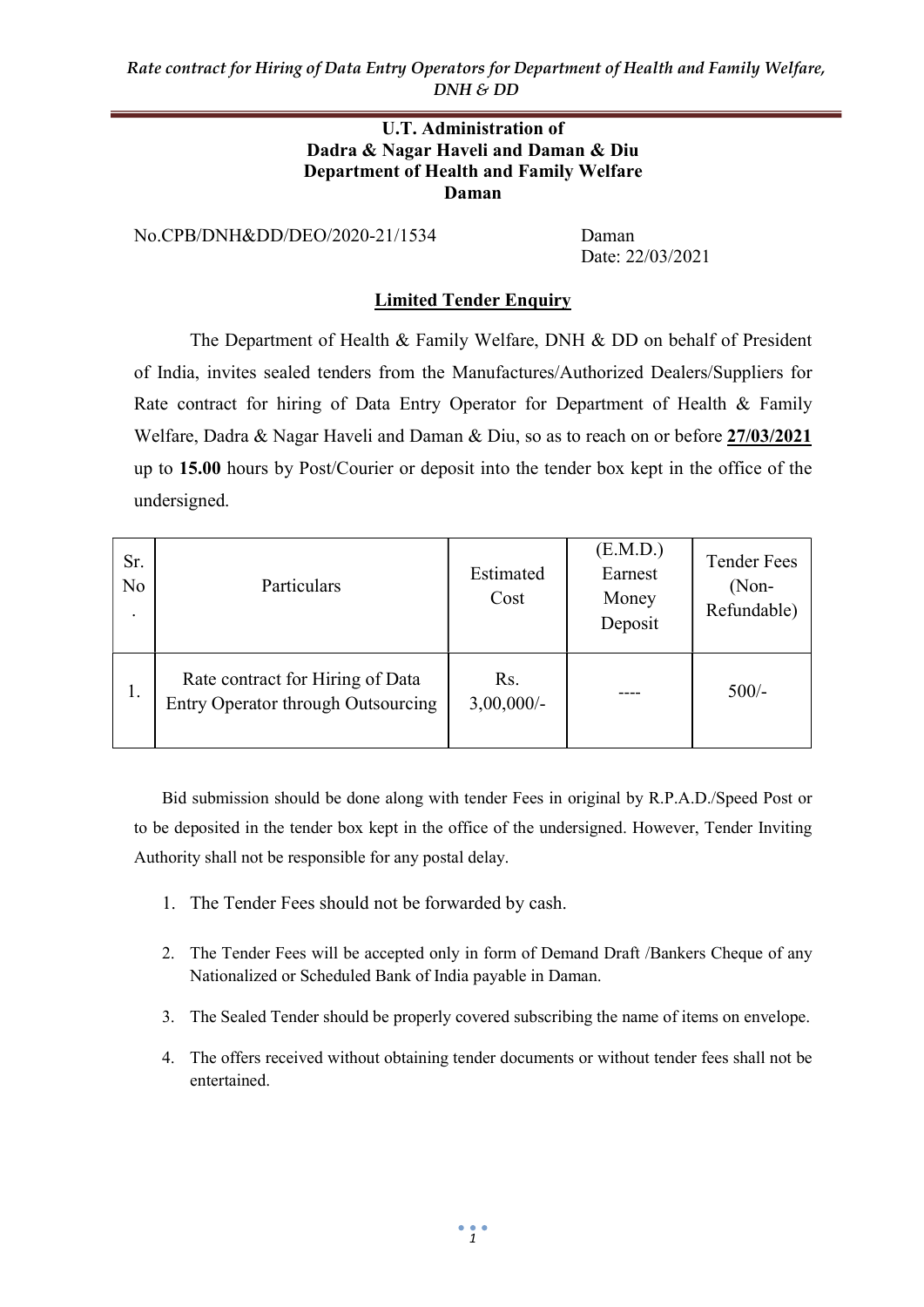**U.T. Administration of**
**Dadra & Nagar Haveli and Daman & Diu**
**Department of Health and Family Welfare**
**Daman**

No.CPB/DNH&DD/DEO/2020-21/1534

Daman
Date: 22/03/2021

## Limited Tender Enquiry

The Department of Health & Family Welfare, DNH & DD on behalf of President of India, invites sealed tenders from the Manufactures/Authorized Dealers/Suppliers for Rate contract for hiring of Data Entry Operator for Department of Health & Family Welfare, Dadra & Nagar Haveli and Daman & Diu, so as to reach on or before **27/03/2021** up to **15.00** hours by Post/Courier or deposit into the tender box kept in the office of the undersigned.

| Sr. No. | Particulars | Estimated Cost | (E.M.D.) Earnest Money Deposit | Tender Fees (Non-Refundable) |
|---|---|---|---|---|
| 1. | Rate contract for Hiring of Data Entry Operator through Outsourcing | Rs. 3,00,000/- | ---- | 500/- |

Bid submission should be done along with tender Fees in original by R.P.A.D./Speed Post or to be deposited in the tender box kept in the office of the undersigned. However, Tender Inviting Authority shall not be responsible for any postal delay.

1. The Tender Fees should not be forwarded by cash.
2. The Tender Fees will be accepted only in form of Demand Draft /Bankers Cheque of any Nationalized or Scheduled Bank of India payable in Daman.
3. The Sealed Tender should be properly covered subscribing the name of items on envelope.
4. The offers received without obtaining tender documents or without tender fees shall not be entertained.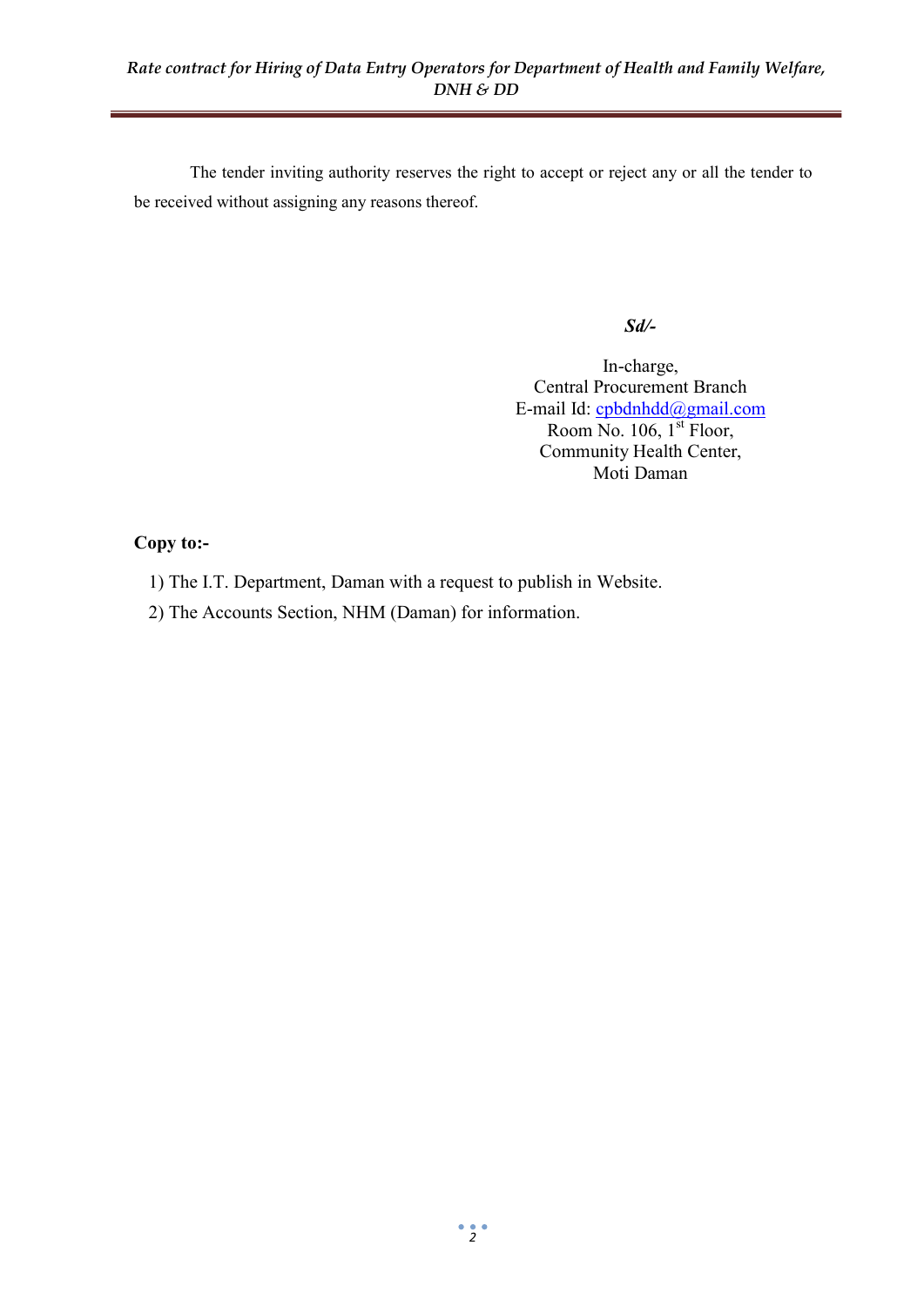The tender inviting authority reserves the right to accept or reject any or all the tender to be received without assigning any reasons thereof.

***Sd/-***

In-charge,
Central Procurement Branch
E-mail Id: cpbdnhdd@gmail.com
Room No. 106, 1st Floor,
Community Health Center,
Moti Daman

**Copy to:-**

1) The I.T. Department, Daman with a request to publish in Website.
2) The Accounts Section, NHM (Daman) for information.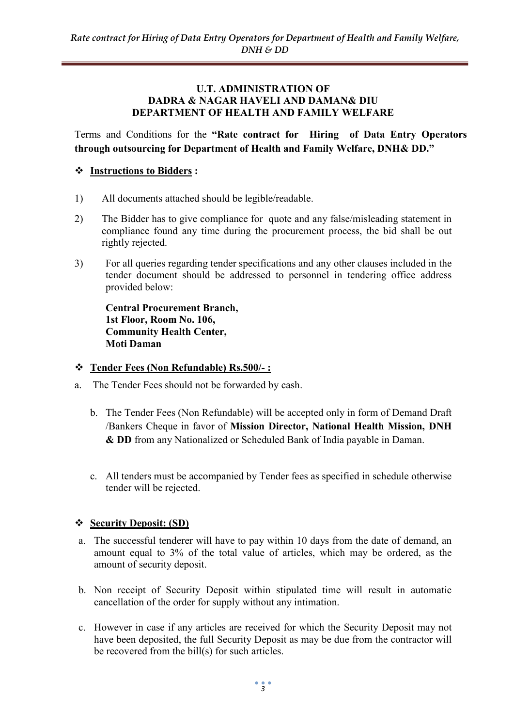**U.T. ADMINISTRATION OF**
**DADRA & NAGAR HAVELI AND DAMAN& DIU**
**DEPARTMENT OF HEALTH AND FAMILY WELFARE**

Terms and Conditions for the **"Rate contract for Hiring of Data Entry Operators through outsourcing for Department of Health and Family Welfare, DNH& DD."**

## ❖ Instructions to Bidders :

1) All documents attached should be legible/readable.

2) The Bidder has to give compliance for quote and any false/misleading statement in compliance found any time during the procurement process, the bid shall be out rightly rejected.

3) For all queries regarding tender specifications and any other clauses included in the tender document should be addressed to personnel in tendering office address provided below:

   **Central Procurement Branch,**
   **1st Floor, Room No. 106,**
   **Community Health Center,**
   **Moti Daman**

## ❖ Tender Fees (Non Refundable) Rs.500/- :

a. The Tender Fees should not be forwarded by cash.

b. The Tender Fees (Non Refundable) will be accepted only in form of Demand Draft /Bankers Cheque in favor of **Mission Director, National Health Mission, DNH & DD** from any Nationalized or Scheduled Bank of India payable in Daman.

c. All tenders must be accompanied by Tender fees as specified in schedule otherwise tender will be rejected.

## ❖ Security Deposit: (SD)

a. The successful tenderer will have to pay within 10 days from the date of demand, an amount equal to 3% of the total value of articles, which may be ordered, as the amount of security deposit.

b. Non receipt of Security Deposit within stipulated time will result in automatic cancellation of the order for supply without any intimation.

c. However in case if any articles are received for which the Security Deposit may not have been deposited, the full Security Deposit as may be due from the contractor will be recovered from the bill(s) for such articles.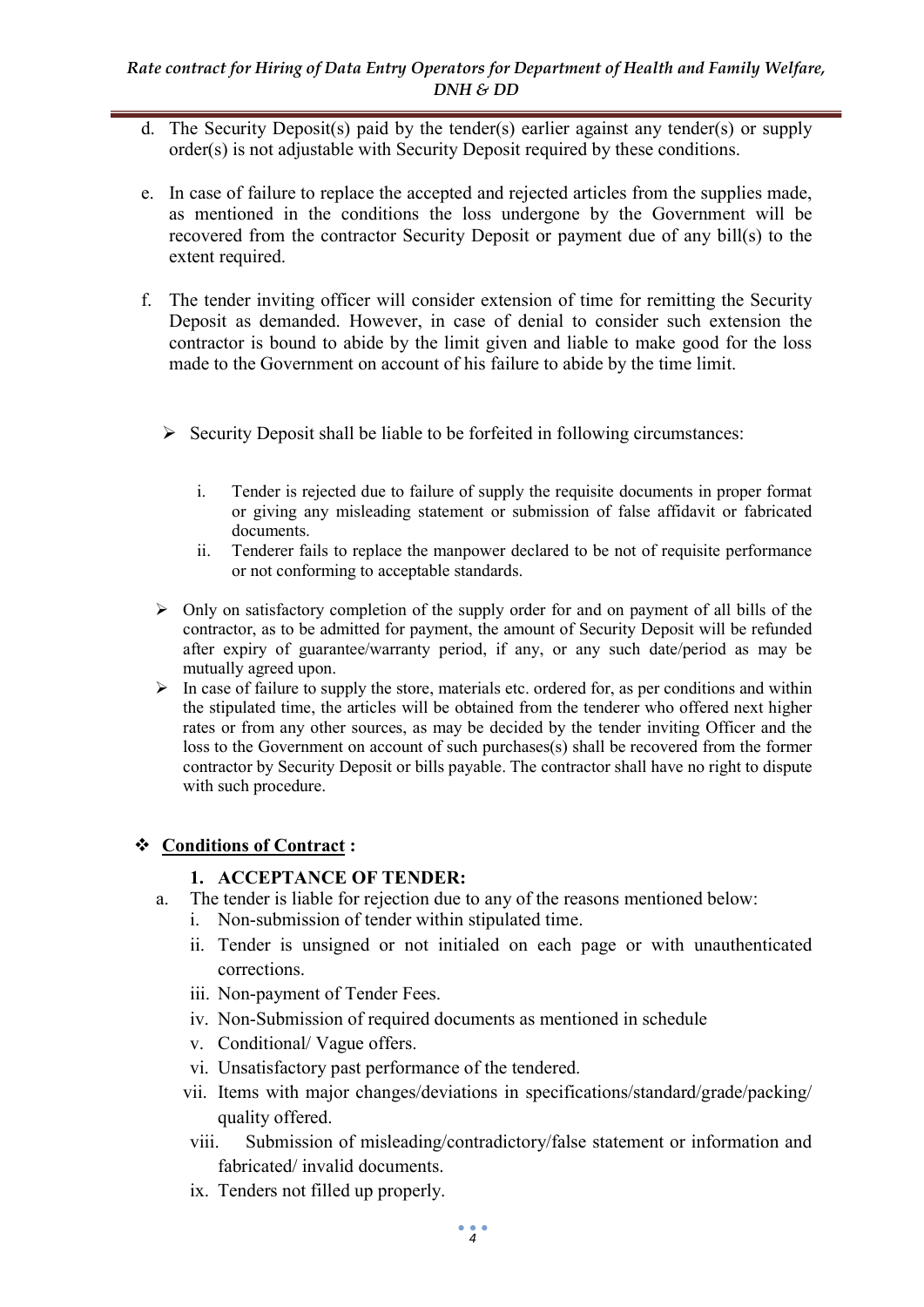d. The Security Deposit(s) paid by the tender(s) earlier against any tender(s) or supply order(s) is not adjustable with Security Deposit required by these conditions.

e. In case of failure to replace the accepted and rejected articles from the supplies made, as mentioned in the conditions the loss undergone by the Government will be recovered from the contractor Security Deposit or payment due of any bill(s) to the extent required.

f. The tender inviting officer will consider extension of time for remitting the Security Deposit as demanded. However, in case of denial to consider such extension the contractor is bound to abide by the limit given and liable to make good for the loss made to the Government on account of his failure to abide by the time limit.

- Security Deposit shall be liable to be forfeited in following circumstances:

  i. Tender is rejected due to failure of supply the requisite documents in proper format or giving any misleading statement or submission of false affidavit or fabricated documents.
  ii. Tenderer fails to replace the manpower declared to be not of requisite performance or not conforming to acceptable standards.

- Only on satisfactory completion of the supply order for and on payment of all bills of the contractor, as to be admitted for payment, the amount of Security Deposit will be refunded after expiry of guarantee/warranty period, if any, or any such date/period as may be mutually agreed upon.
- In case of failure to supply the store, materials etc. ordered for, as per conditions and within the stipulated time, the articles will be obtained from the tenderer who offered next higher rates or from any other sources, as may be decided by the tender inviting Officer and the loss to the Government on account of such purchases(s) shall be recovered from the former contractor by Security Deposit or bills payable. The contractor shall have no right to dispute with such procedure.

## ❖ <u>Conditions of Contract</u> :

### 1. ACCEPTANCE OF TENDER:

a. The tender is liable for rejection due to any of the reasons mentioned below:
   i. Non-submission of tender within stipulated time.
   ii. Tender is unsigned or not initialed on each page or with unauthenticated corrections.
   iii. Non-payment of Tender Fees.
   iv. Non-Submission of required documents as mentioned in schedule
   v. Conditional/ Vague offers.
   vi. Unsatisfactory past performance of the tendered.
   vii. Items with major changes/deviations in specifications/standard/grade/packing/ quality offered.
   viii. Submission of misleading/contradictory/false statement or information and fabricated/ invalid documents.
   ix. Tenders not filled up properly.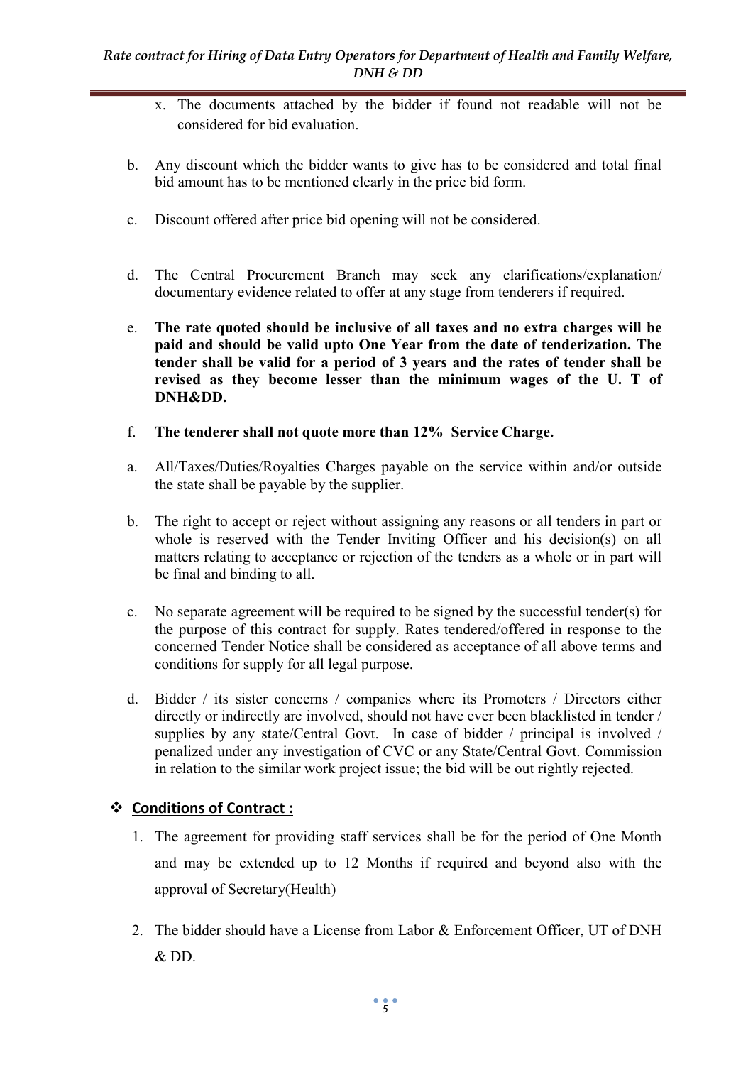x. The documents attached by the bidder if found not readable will not be considered for bid evaluation.

b. Any discount which the bidder wants to give has to be considered and total final bid amount has to be mentioned clearly in the price bid form.

c. Discount offered after price bid opening will not be considered.

d. The Central Procurement Branch may seek any clarifications/explanation/ documentary evidence related to offer at any stage from tenderers if required.

e. **The rate quoted should be inclusive of all taxes and no extra charges will be paid and should be valid upto One Year from the date of tenderization. The tender shall be valid for a period of 3 years and the rates of tender shall be revised as they become lesser than the minimum wages of the U. T of DNH&DD.**

f. **The tenderer shall not quote more than 12% Service Charge.**

a. All/Taxes/Duties/Royalties Charges payable on the service within and/or outside the state shall be payable by the supplier.

b. The right to accept or reject without assigning any reasons or all tenders in part or whole is reserved with the Tender Inviting Officer and his decision(s) on all matters relating to acceptance or rejection of the tenders as a whole or in part will be final and binding to all.

c. No separate agreement will be required to be signed by the successful tender(s) for the purpose of this contract for supply. Rates tendered/offered in response to the concerned Tender Notice shall be considered as acceptance of all above terms and conditions for supply for all legal purpose.

d. Bidder / its sister concerns / companies where its Promoters / Directors either directly or indirectly are involved, should not have ever been blacklisted in tender / supplies by any state/Central Govt. In case of bidder / principal is involved / penalized under any investigation of CVC or any State/Central Govt. Commission in relation to the similar work project issue; the bid will be out rightly rejected.

## ❖ **Conditions of Contract :**

1. The agreement for providing staff services shall be for the period of One Month and may be extended up to 12 Months if required and beyond also with the approval of Secretary(Health)

2. The bidder should have a License from Labor & Enforcement Officer, UT of DNH & DD.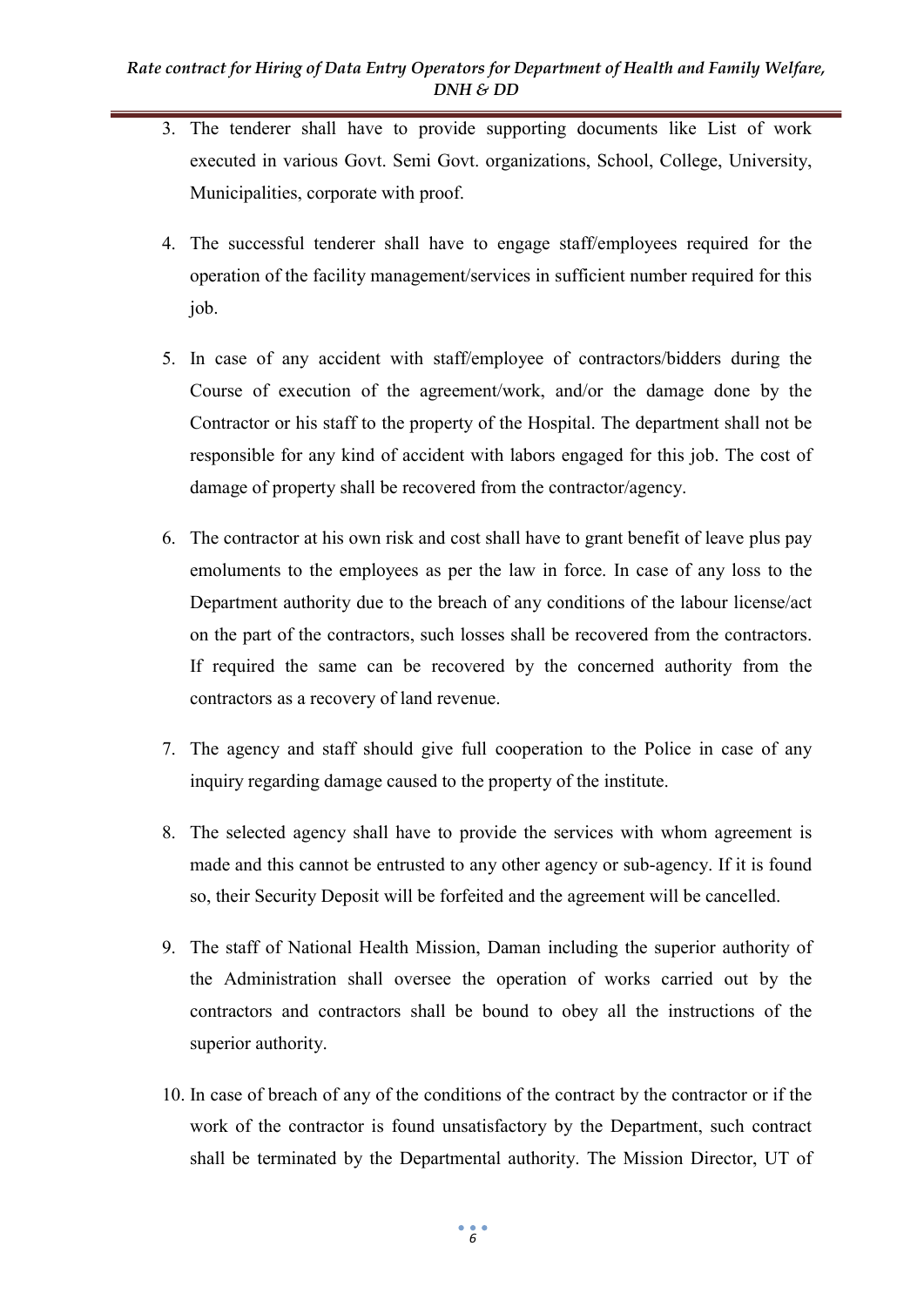3. The tenderer shall have to provide supporting documents like List of work executed in various Govt. Semi Govt. organizations, School, College, University, Municipalities, corporate with proof.

4. The successful tenderer shall have to engage staff/employees required for the operation of the facility management/services in sufficient number required for this job.

5. In case of any accident with staff/employee of contractors/bidders during the Course of execution of the agreement/work, and/or the damage done by the Contractor or his staff to the property of the Hospital. The department shall not be responsible for any kind of accident with labors engaged for this job. The cost of damage of property shall be recovered from the contractor/agency.

6. The contractor at his own risk and cost shall have to grant benefit of leave plus pay emoluments to the employees as per the law in force. In case of any loss to the Department authority due to the breach of any conditions of the labour license/act on the part of the contractors, such losses shall be recovered from the contractors. If required the same can be recovered by the concerned authority from the contractors as a recovery of land revenue.

7. The agency and staff should give full cooperation to the Police in case of any inquiry regarding damage caused to the property of the institute.

8. The selected agency shall have to provide the services with whom agreement is made and this cannot be entrusted to any other agency or sub-agency. If it is found so, their Security Deposit will be forfeited and the agreement will be cancelled.

9. The staff of National Health Mission, Daman including the superior authority of the Administration shall oversee the operation of works carried out by the contractors and contractors shall be bound to obey all the instructions of the superior authority.

10. In case of breach of any of the conditions of the contract by the contractor or if the work of the contractor is found unsatisfactory by the Department, such contract shall be terminated by the Departmental authority. The Mission Director, UT of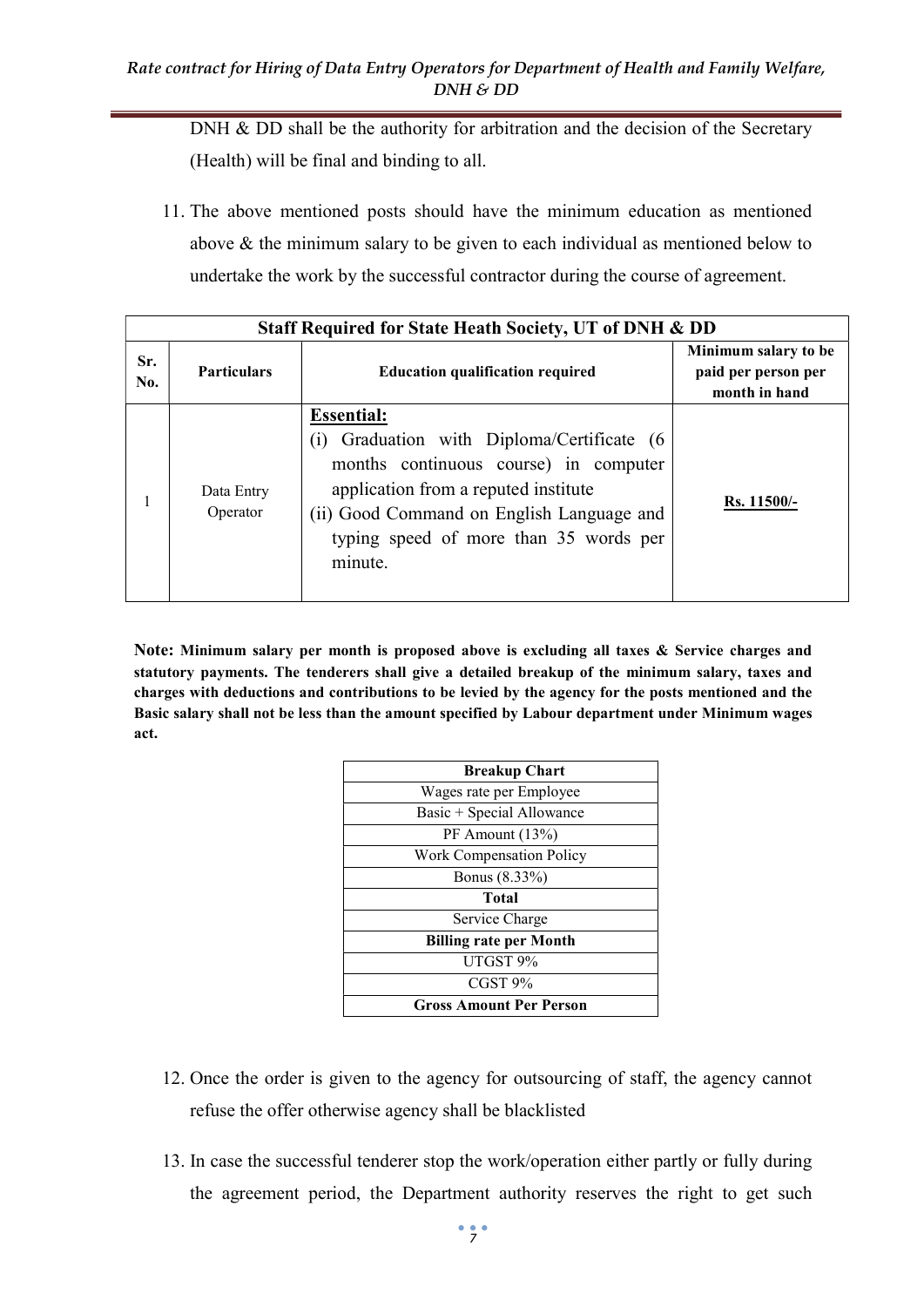DNH & DD shall be the authority for arbitration and the decision of the Secretary (Health) will be final and binding to all.

11. The above mentioned posts should have the minimum education as mentioned above & the minimum salary to be given to each individual as mentioned below to undertake the work by the successful contractor during the course of agreement.

| **Staff Required for State Heath Society, UT of DNH & DD** | | | |
|---|---|---|---|
| **Sr. No.** | **Particulars** | **Education qualification required** | **Minimum salary to be paid per person per month in hand** |
| 1 | Data Entry Operator | **Essential:**<br>(i) Graduation with Diploma/Certificate (6 months continuous course) in computer application from a reputed institute<br>(ii) Good Command on English Language and typing speed of more than 35 words per minute. | **Rs. 11500/-** |

**Note: Minimum salary per month is proposed above is excluding all taxes & Service charges and statutory payments. The tenderers shall give a detailed breakup of the minimum salary, taxes and charges with deductions and contributions to be levied by the agency for the posts mentioned and the Basic salary shall not be less than the amount specified by Labour department under Minimum wages act.**

| **Breakup Chart** |
|---|
| Wages rate per Employee |
| Basic + Special Allowance |
| PF Amount (13%) |
| Work Compensation Policy |
| Bonus (8.33%) |
| **Total** |
| Service Charge |
| **Billing rate per Month** |
| UTGST 9% |
| CGST 9% |
| **Gross Amount Per Person** |

12. Once the order is given to the agency for outsourcing of staff, the agency cannot refuse the offer otherwise agency shall be blacklisted

13. In case the successful tenderer stop the work/operation either partly or fully during the agreement period, the Department authority reserves the right to get such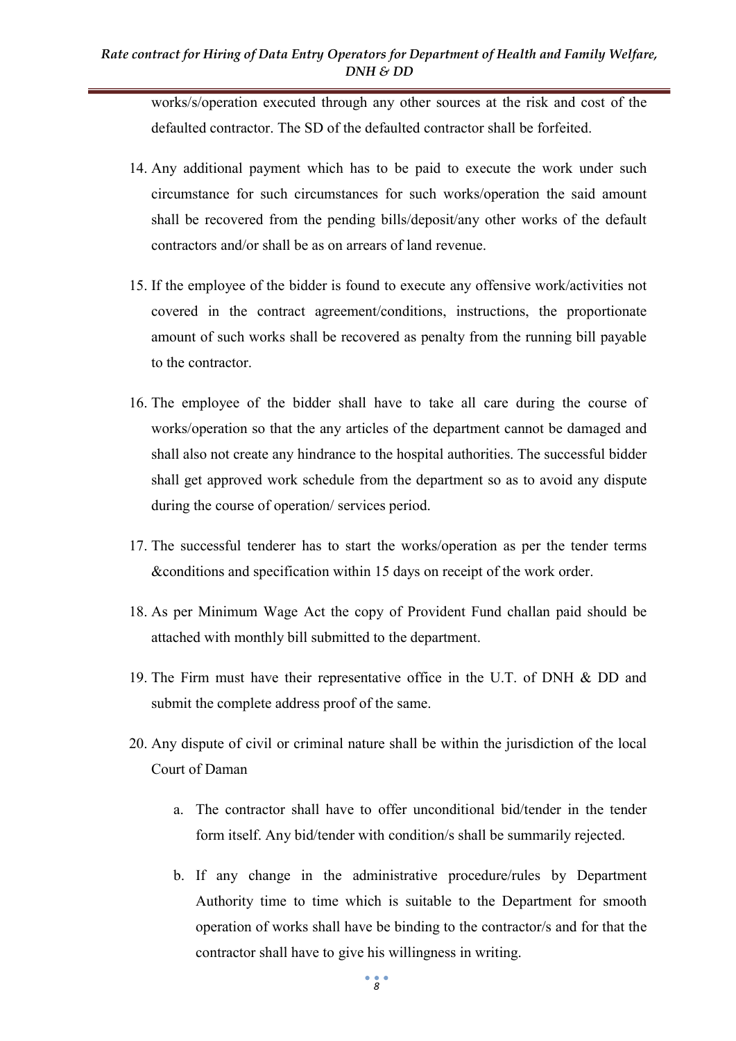works/s/operation executed through any other sources at the risk and cost of the defaulted contractor. The SD of the defaulted contractor shall be forfeited.

14. Any additional payment which has to be paid to execute the work under such circumstance for such circumstances for such works/operation the said amount shall be recovered from the pending bills/deposit/any other works of the default contractors and/or shall be as on arrears of land revenue.

15. If the employee of the bidder is found to execute any offensive work/activities not covered in the contract agreement/conditions, instructions, the proportionate amount of such works shall be recovered as penalty from the running bill payable to the contractor.

16. The employee of the bidder shall have to take all care during the course of works/operation so that the any articles of the department cannot be damaged and shall also not create any hindrance to the hospital authorities. The successful bidder shall get approved work schedule from the department so as to avoid any dispute during the course of operation/ services period.

17. The successful tenderer has to start the works/operation as per the tender terms &conditions and specification within 15 days on receipt of the work order.

18. As per Minimum Wage Act the copy of Provident Fund challan paid should be attached with monthly bill submitted to the department.

19. The Firm must have their representative office in the U.T. of DNH & DD and submit the complete address proof of the same.

20. Any dispute of civil or criminal nature shall be within the jurisdiction of the local Court of Daman

    a. The contractor shall have to offer unconditional bid/tender in the tender form itself. Any bid/tender with condition/s shall be summarily rejected.

    b. If any change in the administrative procedure/rules by Department Authority time to time which is suitable to the Department for smooth operation of works shall have be binding to the contractor/s and for that the contractor shall have to give his willingness in writing.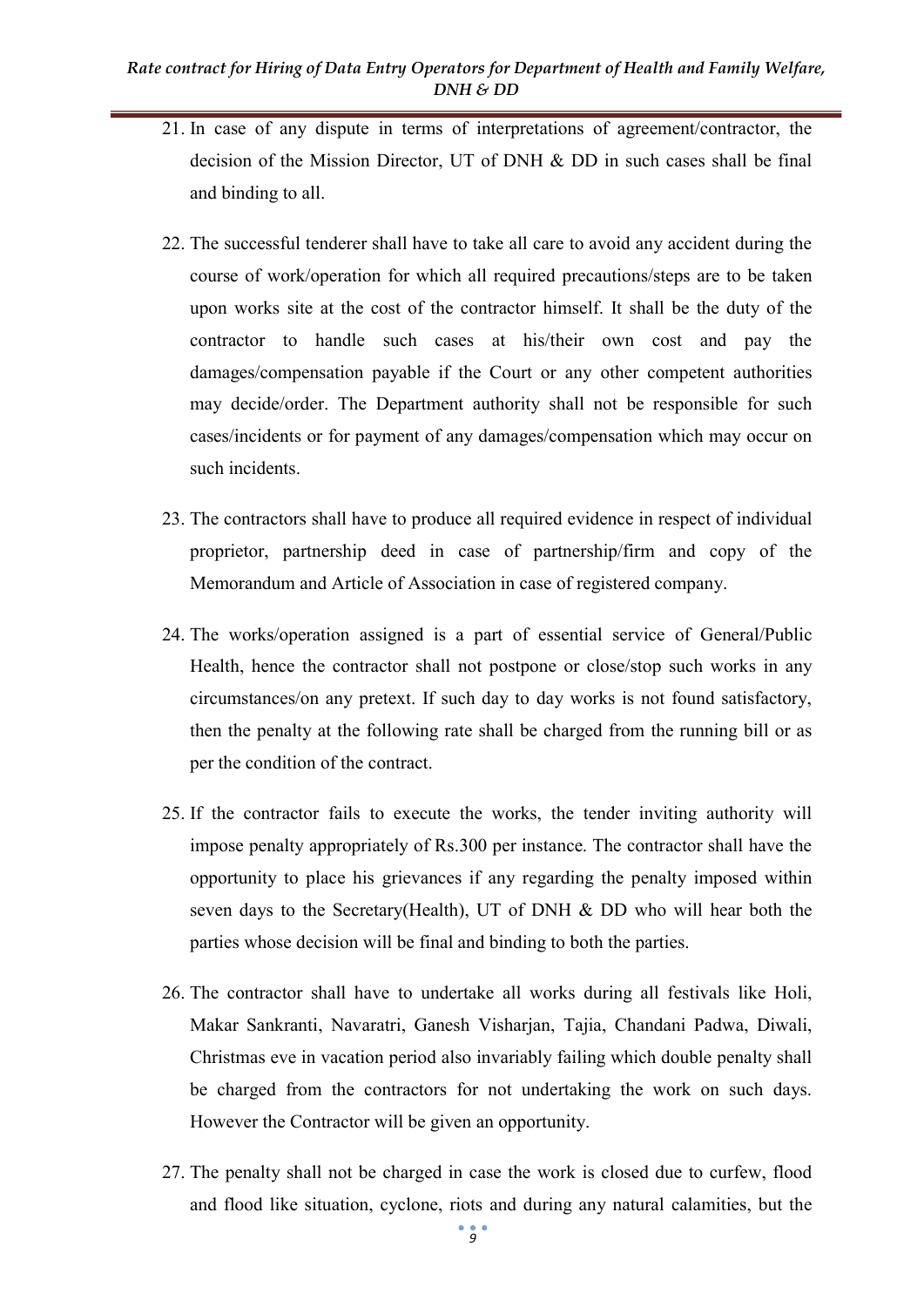21. In case of any dispute in terms of interpretations of agreement/contractor, the decision of the Mission Director, UT of DNH & DD in such cases shall be final and binding to all.

22. The successful tenderer shall have to take all care to avoid any accident during the course of work/operation for which all required precautions/steps are to be taken upon works site at the cost of the contractor himself. It shall be the duty of the contractor to handle such cases at his/their own cost and pay the damages/compensation payable if the Court or any other competent authorities may decide/order. The Department authority shall not be responsible for such cases/incidents or for payment of any damages/compensation which may occur on such incidents.

23. The contractors shall have to produce all required evidence in respect of individual proprietor, partnership deed in case of partnership/firm and copy of the Memorandum and Article of Association in case of registered company.

24. The works/operation assigned is a part of essential service of General/Public Health, hence the contractor shall not postpone or close/stop such works in any circumstances/on any pretext. If such day to day works is not found satisfactory, then the penalty at the following rate shall be charged from the running bill or as per the condition of the contract.

25. If the contractor fails to execute the works, the tender inviting authority will impose penalty appropriately of Rs.300 per instance. The contractor shall have the opportunity to place his grievances if any regarding the penalty imposed within seven days to the Secretary(Health), UT of DNH & DD who will hear both the parties whose decision will be final and binding to both the parties.

26. The contractor shall have to undertake all works during all festivals like Holi, Makar Sankranti, Navaratri, Ganesh Visharjan, Tajia, Chandani Padwa, Diwali, Christmas eve in vacation period also invariably failing which double penalty shall be charged from the contractors for not undertaking the work on such days. However the Contractor will be given an opportunity.

27. The penalty shall not be charged in case the work is closed due to curfew, flood and flood like situation, cyclone, riots and during any natural calamities, but the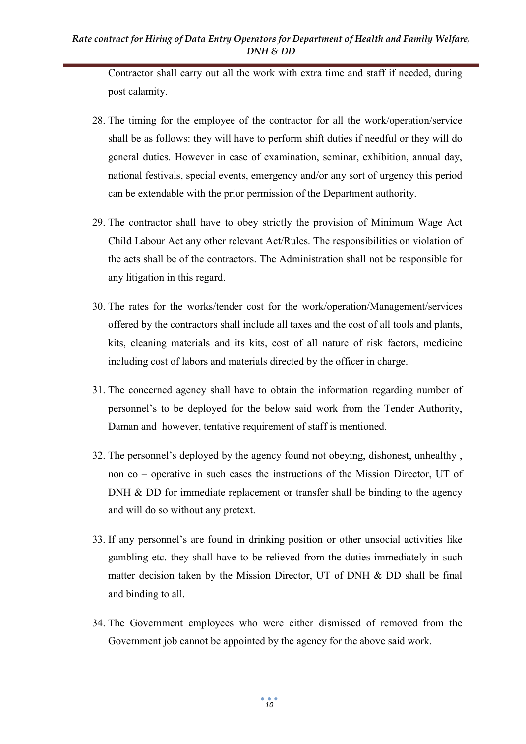Contractor shall carry out all the work with extra time and staff if needed, during post calamity.

28. The timing for the employee of the contractor for all the work/operation/service shall be as follows: they will have to perform shift duties if needful or they will do general duties. However in case of examination, seminar, exhibition, annual day, national festivals, special events, emergency and/or any sort of urgency this period can be extendable with the prior permission of the Department authority.

29. The contractor shall have to obey strictly the provision of Minimum Wage Act Child Labour Act any other relevant Act/Rules. The responsibilities on violation of the acts shall be of the contractors. The Administration shall not be responsible for any litigation in this regard.

30. The rates for the works/tender cost for the work/operation/Management/services offered by the contractors shall include all taxes and the cost of all tools and plants, kits, cleaning materials and its kits, cost of all nature of risk factors, medicine including cost of labors and materials directed by the officer in charge.

31. The concerned agency shall have to obtain the information regarding number of personnel's to be deployed for the below said work from the Tender Authority, Daman and however, tentative requirement of staff is mentioned.

32. The personnel's deployed by the agency found not obeying, dishonest, unhealthy , non co – operative in such cases the instructions of the Mission Director, UT of DNH & DD for immediate replacement or transfer shall be binding to the agency and will do so without any pretext.

33. If any personnel's are found in drinking position or other unsocial activities like gambling etc. they shall have to be relieved from the duties immediately in such matter decision taken by the Mission Director, UT of DNH & DD shall be final and binding to all.

34. The Government employees who were either dismissed of removed from the Government job cannot be appointed by the agency for the above said work.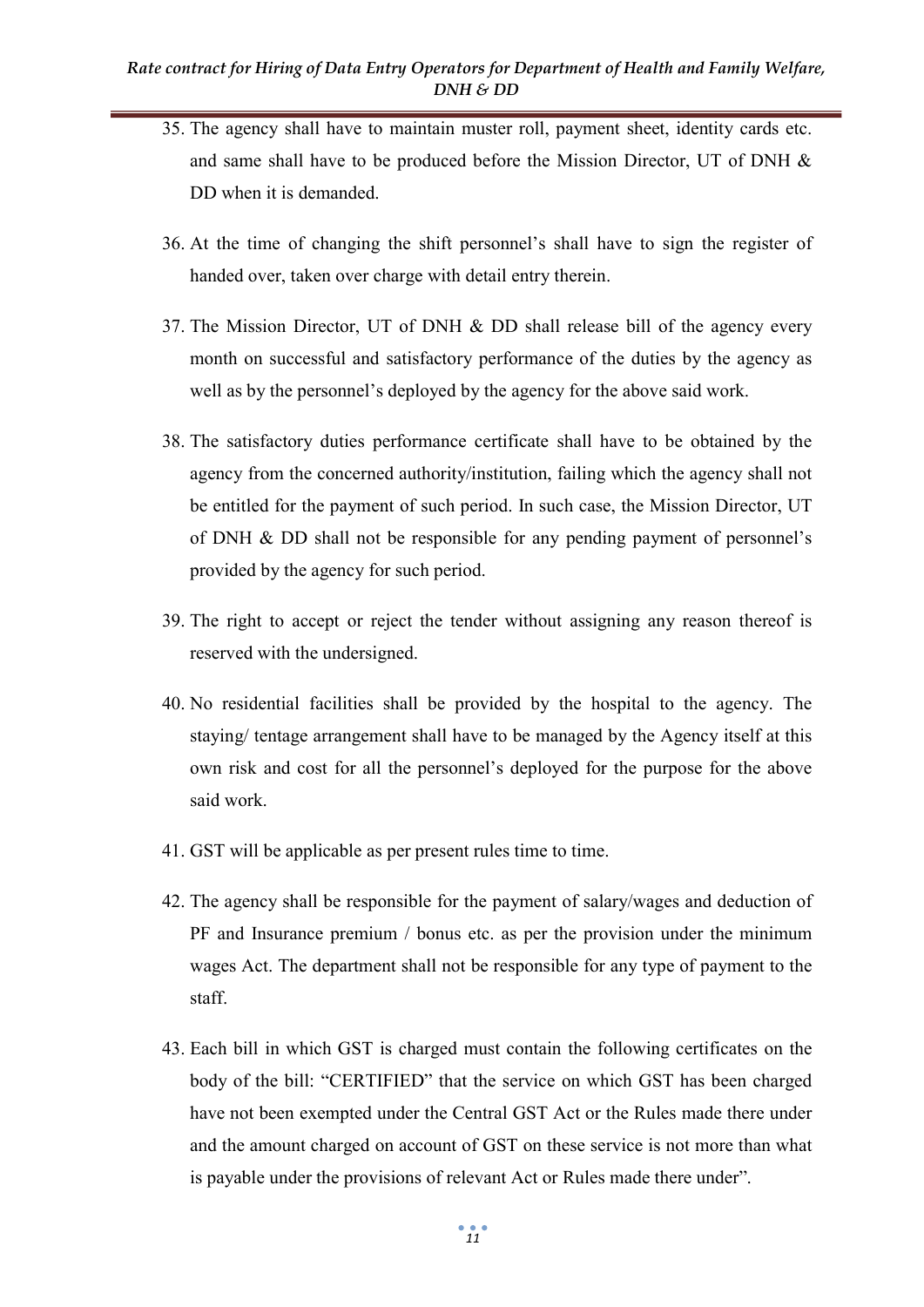35. The agency shall have to maintain muster roll, payment sheet, identity cards etc. and same shall have to be produced before the Mission Director, UT of DNH & DD when it is demanded.

36. At the time of changing the shift personnel's shall have to sign the register of handed over, taken over charge with detail entry therein.

37. The Mission Director, UT of DNH & DD shall release bill of the agency every month on successful and satisfactory performance of the duties by the agency as well as by the personnel's deployed by the agency for the above said work.

38. The satisfactory duties performance certificate shall have to be obtained by the agency from the concerned authority/institution, failing which the agency shall not be entitled for the payment of such period. In such case, the Mission Director, UT of DNH & DD shall not be responsible for any pending payment of personnel's provided by the agency for such period.

39. The right to accept or reject the tender without assigning any reason thereof is reserved with the undersigned.

40. No residential facilities shall be provided by the hospital to the agency. The staying/ tentage arrangement shall have to be managed by the Agency itself at this own risk and cost for all the personnel's deployed for the purpose for the above said work.

41. GST will be applicable as per present rules time to time.

42. The agency shall be responsible for the payment of salary/wages and deduction of PF and Insurance premium / bonus etc. as per the provision under the minimum wages Act. The department shall not be responsible for any type of payment to the staff.

43. Each bill in which GST is charged must contain the following certificates on the body of the bill: "CERTIFIED" that the service on which GST has been charged have not been exempted under the Central GST Act or the Rules made there under and the amount charged on account of GST on these service is not more than what is payable under the provisions of relevant Act or Rules made there under".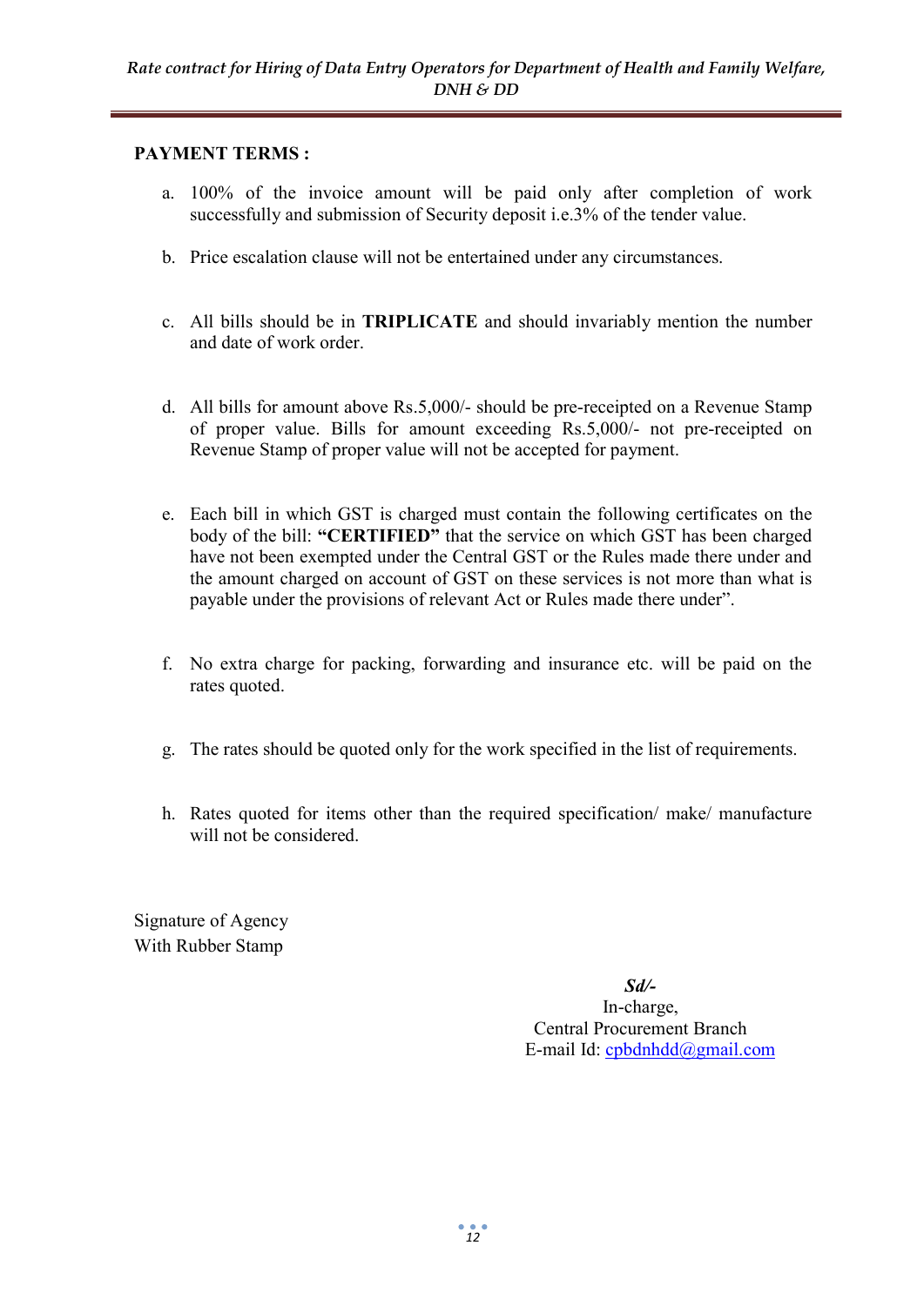**PAYMENT TERMS :**

a. 100% of the invoice amount will be paid only after completion of work successfully and submission of Security deposit i.e.3% of the tender value.

b. Price escalation clause will not be entertained under any circumstances.

c. All bills should be in **TRIPLICATE** and should invariably mention the number and date of work order.

d. All bills for amount above Rs.5,000/- should be pre-receipted on a Revenue Stamp of proper value. Bills for amount exceeding Rs.5,000/- not pre-receipted on Revenue Stamp of proper value will not be accepted for payment.

e. Each bill in which GST is charged must contain the following certificates on the body of the bill: **"CERTIFIED"** that the service on which GST has been charged have not been exempted under the Central GST or the Rules made there under and the amount charged on account of GST on these services is not more than what is payable under the provisions of relevant Act or Rules made there under".

f. No extra charge for packing, forwarding and insurance etc. will be paid on the rates quoted.

g. The rates should be quoted only for the work specified in the list of requirements.

h. Rates quoted for items other than the required specification/ make/ manufacture will not be considered.

Signature of Agency
With Rubber Stamp

***Sd/-***
In-charge,
Central Procurement Branch
E-mail Id: cpbdnhdd@gmail.com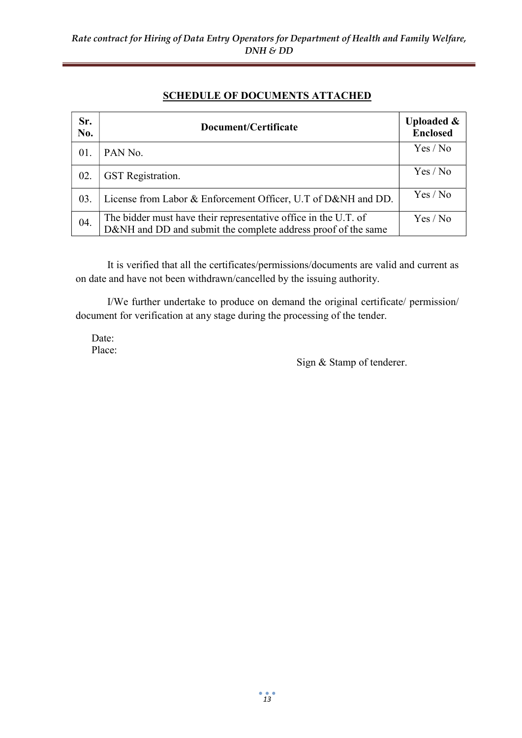## SCHEDULE OF DOCUMENTS ATTACHED

| Sr. No. | Document/Certificate | Uploaded & Enclosed |
|---|---|---|
| 01. | PAN No. | Yes / No |
| 02. | GST Registration. | Yes / No |
| 03. | License from Labor & Enforcement Officer, U.T of D&NH and DD. | Yes / No |
| 04. | The bidder must have their representative office in the U.T. of D&NH and DD and submit the complete address proof of the same | Yes / No |

It is verified that all the certificates/permissions/documents are valid and current as on date and have not been withdrawn/cancelled by the issuing authority.

I/We further undertake to produce on demand the original certificate/ permission/ document for verification at any stage during the processing of the tender.

Date:
Place:

Sign & Stamp of tenderer.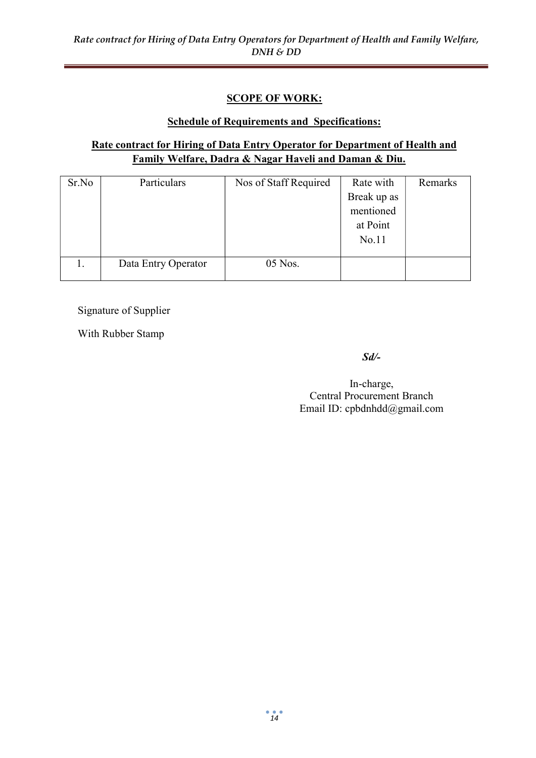## SCOPE OF WORK:

### Schedule of Requirements and Specifications:

### Rate contract for Hiring of Data Entry Operator for Department of Health and Family Welfare, Dadra & Nagar Haveli and Daman & Diu.

| Sr.No | Particulars | Nos of Staff Required | Rate with Break up as mentioned at Point No.11 | Remarks |
|---|---|---|---|---|
| 1. | Data Entry Operator | 05 Nos. | | |

Signature of Supplier

With Rubber Stamp

***Sd/-***

In-charge,
Central Procurement Branch
Email ID: cpbdnhdd@gmail.com